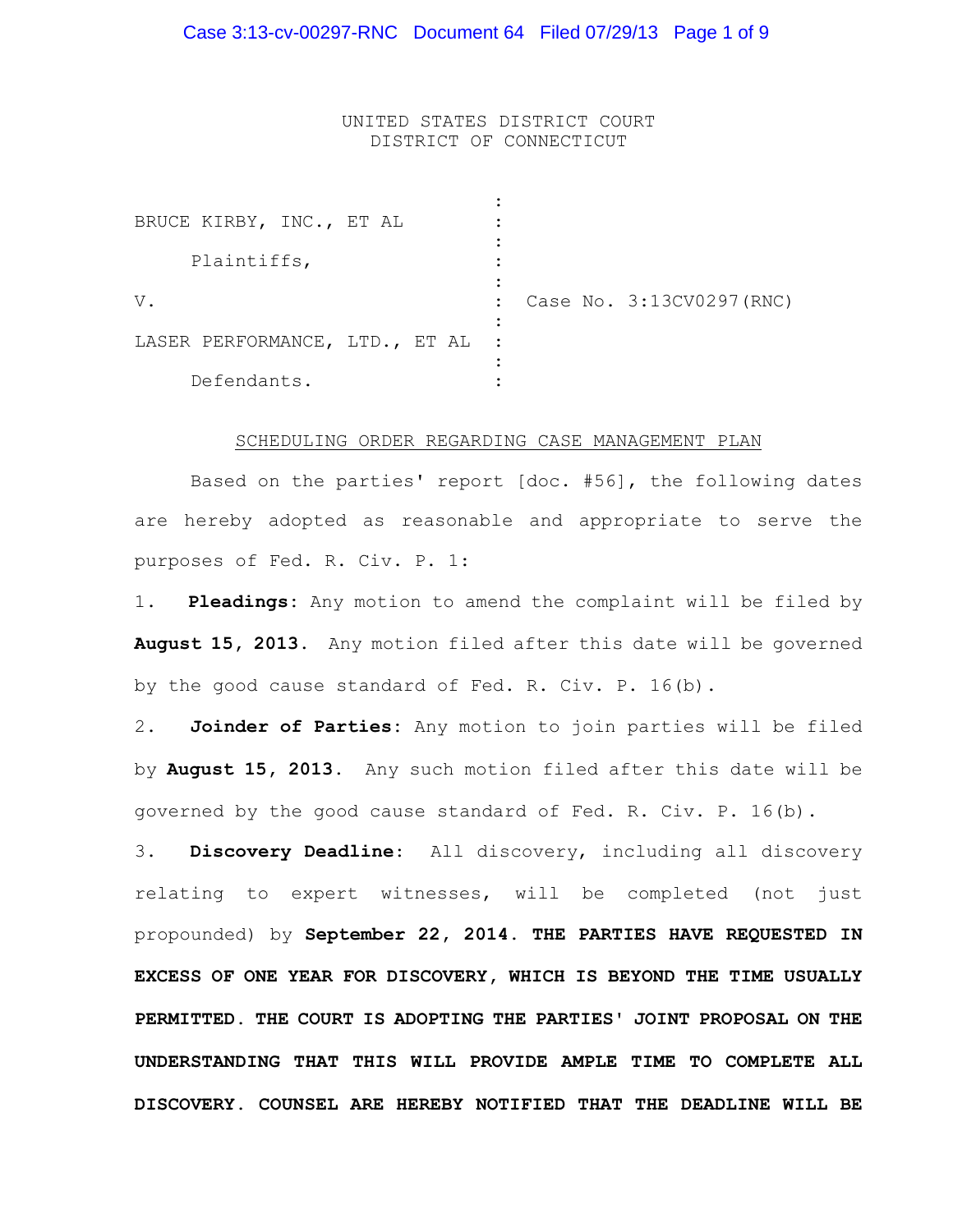UNITED STATES DISTRICT COURT
DISTRICT OF CONNECTICUT

| | | |
|---|---|---|
| BRUCE KIRBY, INC., ET AL | : | |
| Plaintiffs, | : | |
| V. | : | Case No. 3:13CV0297(RNC) |
| LASER PERFORMANCE, LTD., ET AL | : | |
| Defendants. | : | |

SCHEDULING ORDER REGARDING CASE MANAGEMENT PLAN

Based on the parties' report [doc. #56], the following dates are hereby adopted as reasonable and appropriate to serve the purposes of Fed. R. Civ. P. 1:

1. **Pleadings**: Any motion to amend the complaint will be filed by **August 15, 2013.** Any motion filed after this date will be governed by the good cause standard of Fed. R. Civ. P. 16(b).

2. **Joinder of Parties**: Any motion to join parties will be filed by **August 15, 2013.** Any such motion filed after this date will be governed by the good cause standard of Fed. R. Civ. P. 16(b).

3. **Discovery Deadline**: All discovery, including all discovery relating to expert witnesses, will be completed (not just propounded) by **September 22, 2014. THE PARTIES HAVE REQUESTED IN EXCESS OF ONE YEAR FOR DISCOVERY, WHICH IS BEYOND THE TIME USUALLY PERMITTED. THE COURT IS ADOPTING THE PARTIES' JOINT PROPOSAL ON THE UNDERSTANDING THAT THIS WILL PROVIDE AMPLE TIME TO COMPLETE ALL DISCOVERY. COUNSEL ARE HEREBY NOTIFIED THAT THE DEADLINE WILL BE**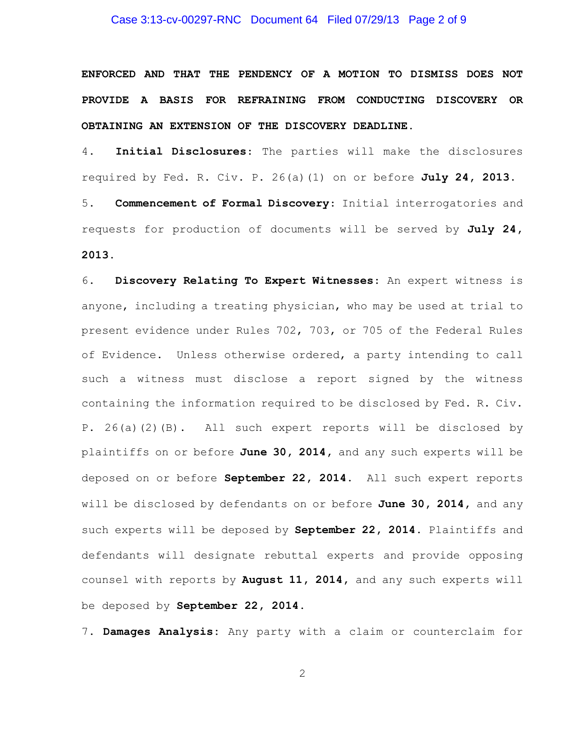**ENFORCED AND THAT THE PENDENCY OF A MOTION TO DISMISS DOES NOT PROVIDE A BASIS FOR REFRAINING FROM CONDUCTING DISCOVERY OR OBTAINING AN EXTENSION OF THE DISCOVERY DEADLINE.**

4. **Initial Disclosures**: The parties will make the disclosures required by Fed. R. Civ. P. 26(a)(1) on or before **July 24, 2013.**

5. **Commencement of Formal Discovery**: Initial interrogatories and requests for production of documents will be served by **July 24, 2013.**

6. **Discovery Relating To Expert Witnesses**: An expert witness is anyone, including a treating physician, who may be used at trial to present evidence under Rules 702, 703, or 705 of the Federal Rules of Evidence. Unless otherwise ordered, a party intending to call such a witness must disclose a report signed by the witness containing the information required to be disclosed by Fed. R. Civ. P. 26(a)(2)(B). All such expert reports will be disclosed by plaintiffs on or before **June 30, 2014,** and any such experts will be deposed on or before **September 22, 2014.** All such expert reports will be disclosed by defendants on or before **June 30, 2014,** and any such experts will be deposed by **September 22, 2014.** Plaintiffs and defendants will designate rebuttal experts and provide opposing counsel with reports by **August 11, 2014,** and any such experts will be deposed by **September 22, 2014.**

7. **Damages Analysis**: Any party with a claim or counterclaim for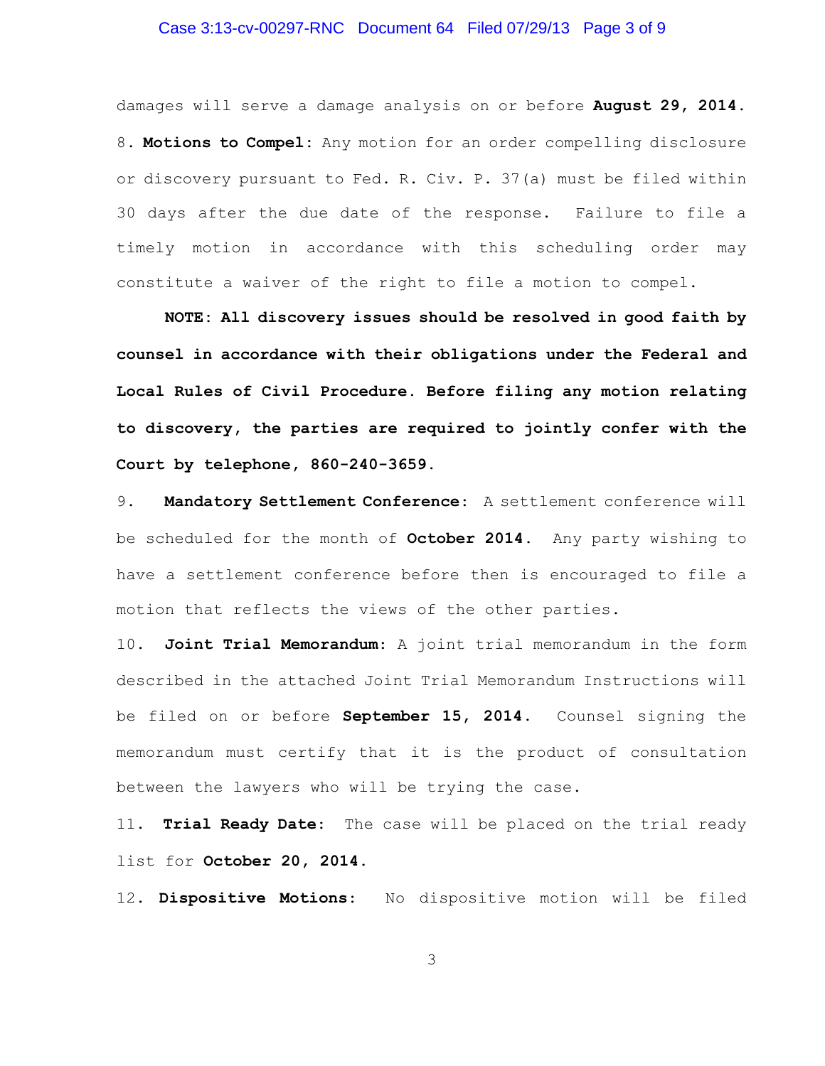damages will serve a damage analysis on or before **August 29, 2014.**

8. **Motions to Compel:** Any motion for an order compelling disclosure or discovery pursuant to Fed. R. Civ. P. 37(a) must be filed within 30 days after the due date of the response. Failure to file a timely motion in accordance with this scheduling order may constitute a waiver of the right to file a motion to compel.

**NOTE: All discovery issues should be resolved in good faith by counsel in accordance with their obligations under the Federal and Local Rules of Civil Procedure. Before filing any motion relating to discovery, the parties are required to jointly confer with the Court by telephone, 860-240-3659.**

9. **Mandatory Settlement Conference:** A settlement conference will be scheduled for the month of **October 2014.** Any party wishing to have a settlement conference before then is encouraged to file a motion that reflects the views of the other parties.

10. **Joint Trial Memorandum:** A joint trial memorandum in the form described in the attached Joint Trial Memorandum Instructions will be filed on or before **September 15, 2014.** Counsel signing the memorandum must certify that it is the product of consultation between the lawyers who will be trying the case.

11. **Trial Ready Date:** The case will be placed on the trial ready list for **October 20, 2014.**

12. **Dispositive Motions:** No dispositive motion will be filed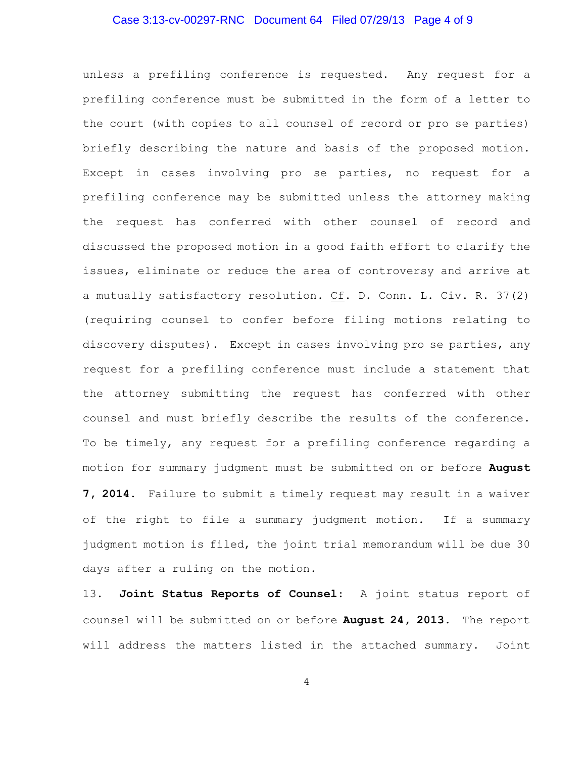unless a prefiling conference is requested. Any request for a prefiling conference must be submitted in the form of a letter to the court (with copies to all counsel of record or pro se parties) briefly describing the nature and basis of the proposed motion. Except in cases involving pro se parties, no request for a prefiling conference may be submitted unless the attorney making the request has conferred with other counsel of record and discussed the proposed motion in a good faith effort to clarify the issues, eliminate or reduce the area of controversy and arrive at a mutually satisfactory resolution. Cf. D. Conn. L. Civ. R. 37(2) (requiring counsel to confer before filing motions relating to discovery disputes). Except in cases involving pro se parties, any request for a prefiling conference must include a statement that the attorney submitting the request has conferred with other counsel and must briefly describe the results of the conference. To be timely, any request for a prefiling conference regarding a motion for summary judgment must be submitted on or before **August 7, 2014**. Failure to submit a timely request may result in a waiver of the right to file a summary judgment motion. If a summary judgment motion is filed, the joint trial memorandum will be due 30 days after a ruling on the motion.

13. **Joint Status Reports of Counsel:** A joint status report of counsel will be submitted on or before **August 24, 2013**. The report will address the matters listed in the attached summary. Joint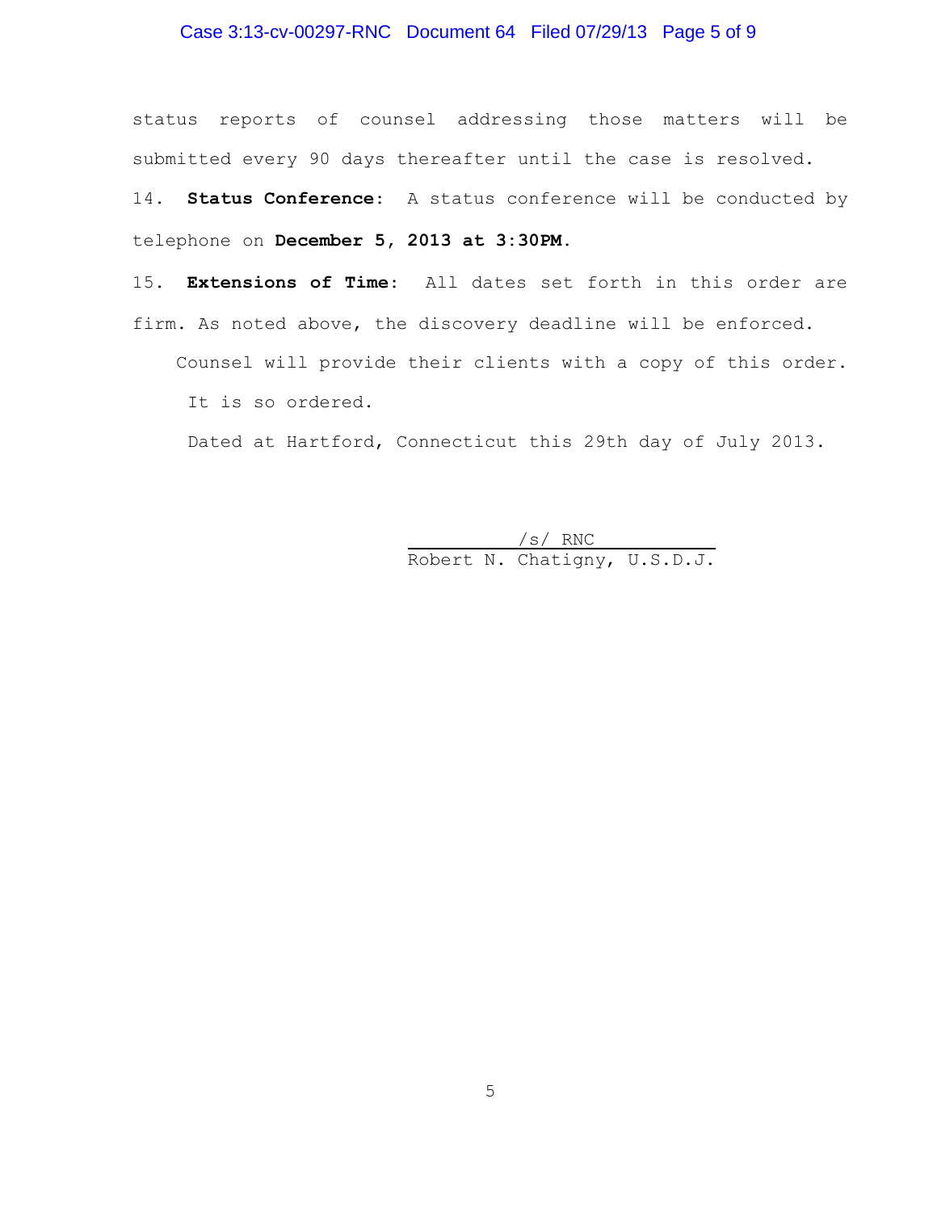status reports of counsel addressing those matters will be submitted every 90 days thereafter until the case is resolved.

14. **Status Conference**: A status conference will be conducted by telephone on **December 5, 2013 at 3:30PM**.

15. **Extensions of Time**: All dates set forth in this order are firm. As noted above, the discovery deadline will be enforced.

Counsel will provide their clients with a copy of this order.

It is so ordered.

Dated at Hartford, Connecticut this 29th day of July 2013.

/s/ RNC
Robert N. Chatigny, U.S.D.J.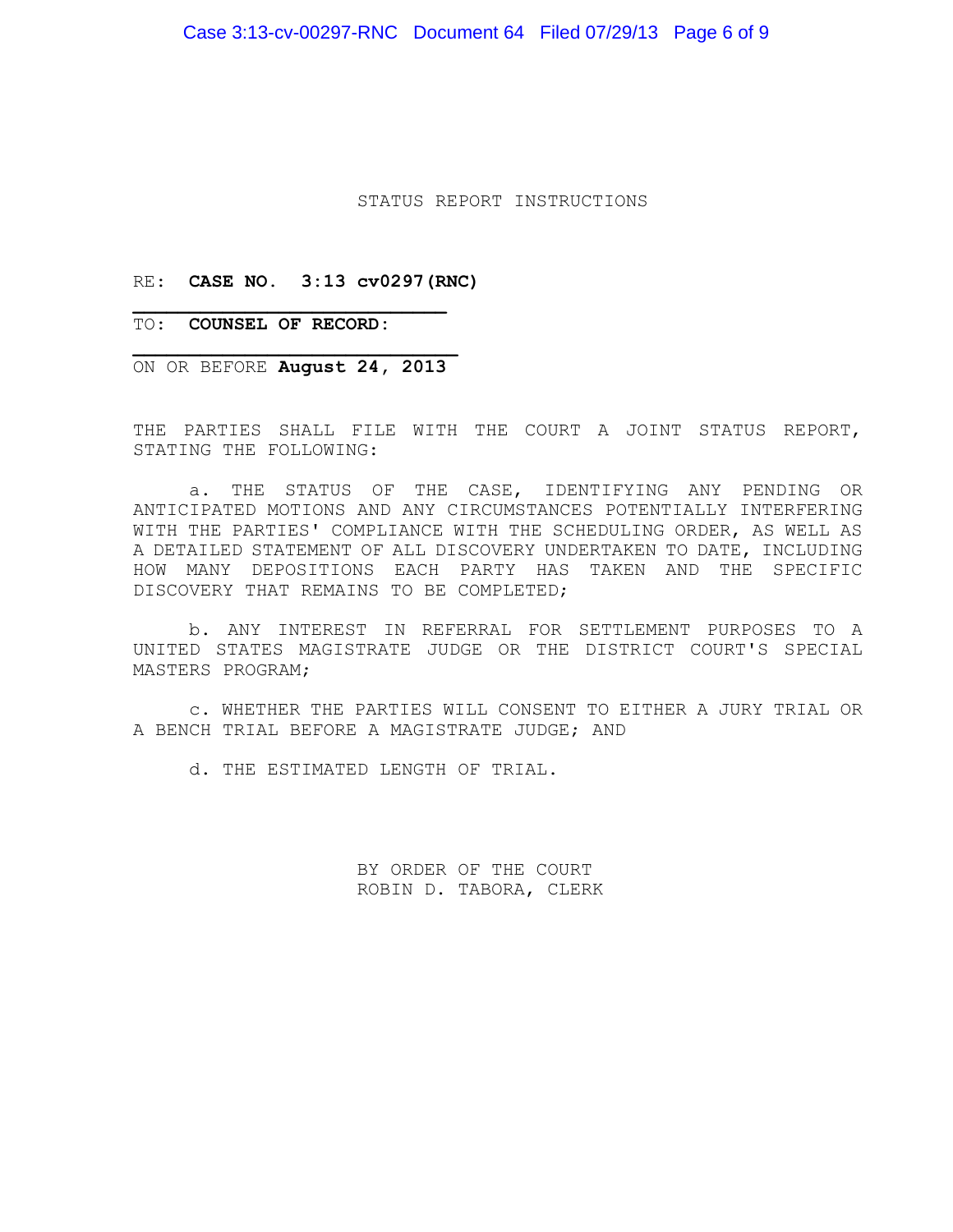STATUS REPORT INSTRUCTIONS

RE: **CASE NO. 3:13 cv0297(RNC)**

TO: **COUNSEL OF RECORD:**

ON OR BEFORE **August 24, 2013**

THE PARTIES SHALL FILE WITH THE COURT A JOINT STATUS REPORT, STATING THE FOLLOWING:

a. THE STATUS OF THE CASE, IDENTIFYING ANY PENDING OR ANTICIPATED MOTIONS AND ANY CIRCUMSTANCES POTENTIALLY INTERFERING WITH THE PARTIES' COMPLIANCE WITH THE SCHEDULING ORDER, AS WELL AS A DETAILED STATEMENT OF ALL DISCOVERY UNDERTAKEN TO DATE, INCLUDING HOW MANY DEPOSITIONS EACH PARTY HAS TAKEN AND THE SPECIFIC DISCOVERY THAT REMAINS TO BE COMPLETED;

b. ANY INTEREST IN REFERRAL FOR SETTLEMENT PURPOSES TO A UNITED STATES MAGISTRATE JUDGE OR THE DISTRICT COURT'S SPECIAL MASTERS PROGRAM;

c. WHETHER THE PARTIES WILL CONSENT TO EITHER A JURY TRIAL OR A BENCH TRIAL BEFORE A MAGISTRATE JUDGE; AND

d. THE ESTIMATED LENGTH OF TRIAL.

BY ORDER OF THE COURT
ROBIN D. TABORA, CLERK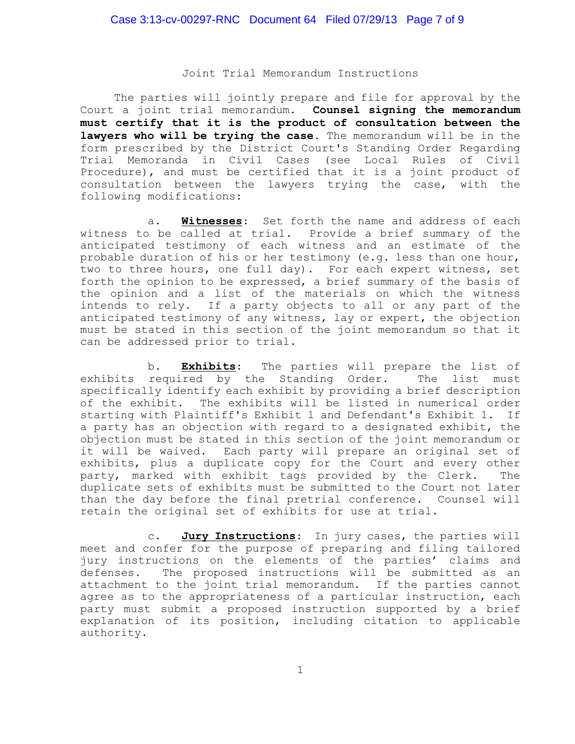# Joint Trial Memorandum Instructions

The parties will jointly prepare and file for approval by the Court a joint trial memorandum. **Counsel signing the memorandum must certify that it is the product of consultation between the lawyers who will be trying the case.** The memorandum will be in the form prescribed by the District Court's Standing Order Regarding Trial Memoranda in Civil Cases (see Local Rules of Civil Procedure), and must be certified that it is a joint product of consultation between the lawyers trying the case, with the following modifications:

a. **Witnesses**: Set forth the name and address of each witness to be called at trial. Provide a brief summary of the anticipated testimony of each witness and an estimate of the probable duration of his or her testimony (e.g. less than one hour, two to three hours, one full day). For each expert witness, set forth the opinion to be expressed, a brief summary of the basis of the opinion and a list of the materials on which the witness intends to rely. If a party objects to all or any part of the anticipated testimony of any witness, lay or expert, the objection must be stated in this section of the joint memorandum so that it can be addressed prior to trial.

b. **Exhibits**: The parties will prepare the list of exhibits required by the Standing Order. The list must specifically identify each exhibit by providing a brief description of the exhibit. The exhibits will be listed in numerical order starting with Plaintiff's Exhibit 1 and Defendant's Exhibit 1. If a party has an objection with regard to a designated exhibit, the objection must be stated in this section of the joint memorandum or it will be waived. Each party will prepare an original set of exhibits, plus a duplicate copy for the Court and every other party, marked with exhibit tags provided by the Clerk. The duplicate sets of exhibits must be submitted to the Court not later than the day before the final pretrial conference. Counsel will retain the original set of exhibits for use at trial.

c. **Jury Instructions**: In jury cases, the parties will meet and confer for the purpose of preparing and filing tailored jury instructions on the elements of the parties' claims and defenses. The proposed instructions will be submitted as an attachment to the joint trial memorandum. If the parties cannot agree as to the appropriateness of a particular instruction, each party must submit a proposed instruction supported by a brief explanation of its position, including citation to applicable authority.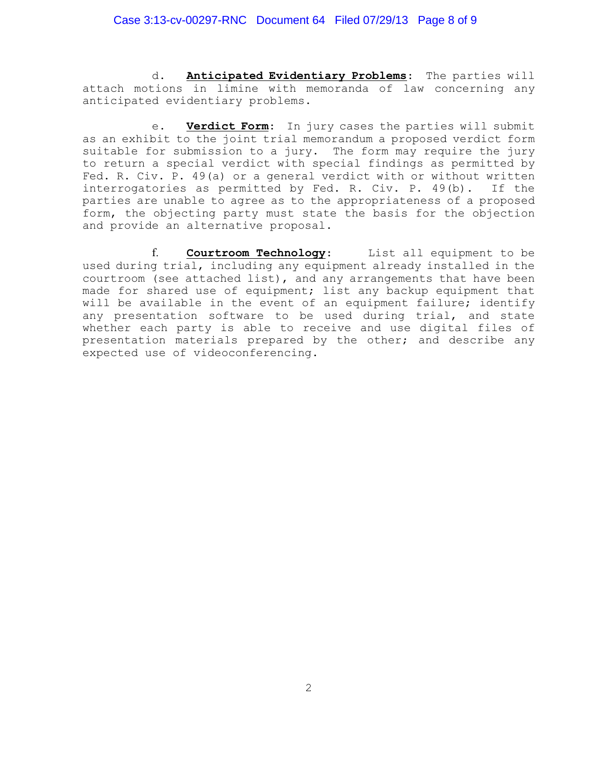d. **<u>Anticipated Evidentiary Problems</u>**: The parties will attach motions in limine with memoranda of law concerning any anticipated evidentiary problems.

e. **<u>Verdict Form</u>**: In jury cases the parties will submit as an exhibit to the joint trial memorandum a proposed verdict form suitable for submission to a jury. The form may require the jury to return a special verdict with special findings as permitted by Fed. R. Civ. P. 49(a) or a general verdict with or without written interrogatories as permitted by Fed. R. Civ. P. 49(b). If the parties are unable to agree as to the appropriateness of a proposed form, the objecting party must state the basis for the objection and provide an alternative proposal.

f. **<u>Courtroom Technology</u>**: List all equipment to be used during trial, including any equipment already installed in the courtroom (see attached list), and any arrangements that have been made for shared use of equipment; list any backup equipment that will be available in the event of an equipment failure; identify any presentation software to be used during trial, and state whether each party is able to receive and use digital files of presentation materials prepared by the other; and describe any expected use of videoconferencing.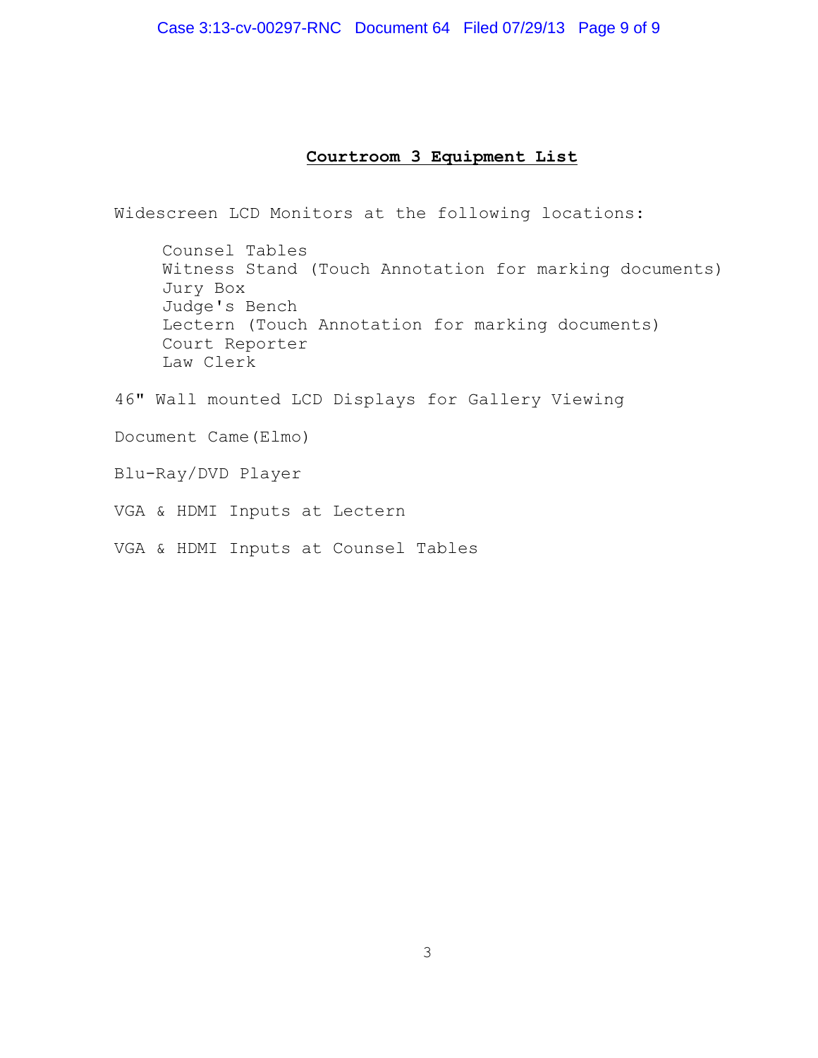## Courtroom 3 Equipment List

Widescreen LCD Monitors at the following locations:

- Counsel Tables
- Witness Stand (Touch Annotation for marking documents)
- Jury Box
- Judge's Bench
- Lectern (Touch Annotation for marking documents)
- Court Reporter
- Law Clerk

46" Wall mounted LCD Displays for Gallery Viewing

Document Came(Elmo)

Blu-Ray/DVD Player

VGA & HDMI Inputs at Lectern

VGA & HDMI Inputs at Counsel Tables